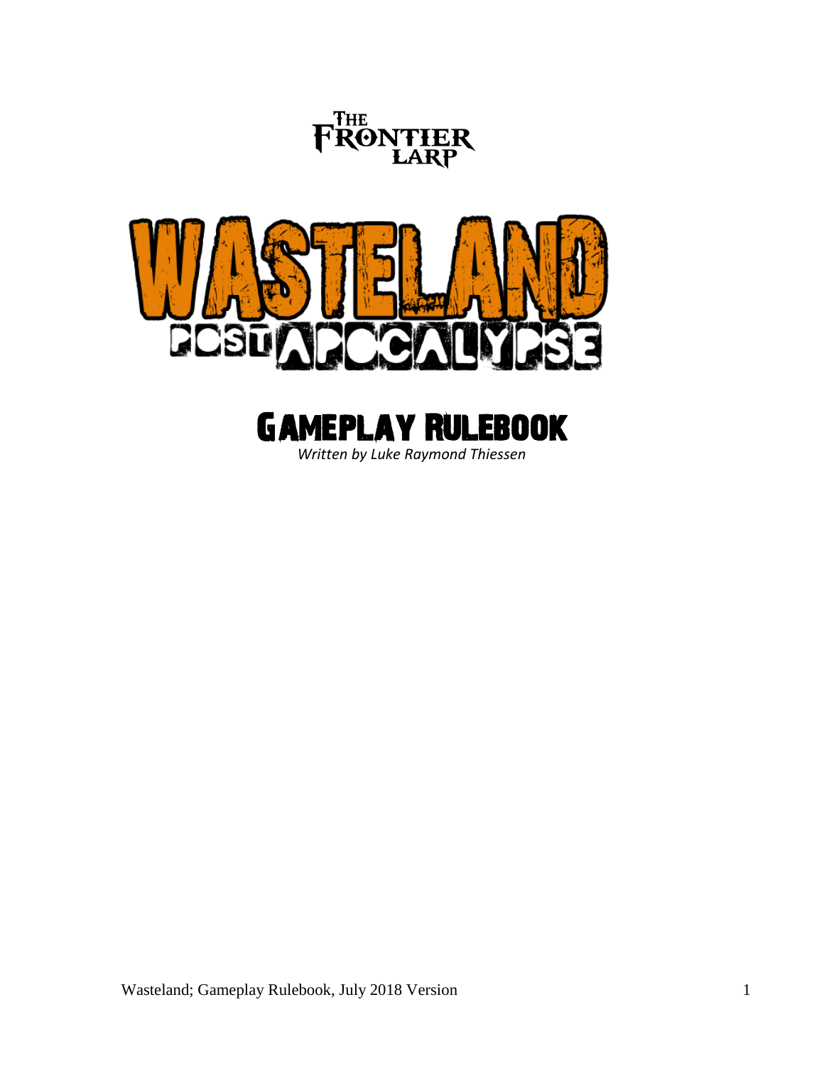THE FRONTIER LARP

# WASTELAND

POST APOCALYPSE

## Gameplay Rulebook

*Written by Luke Raymond Thiessen*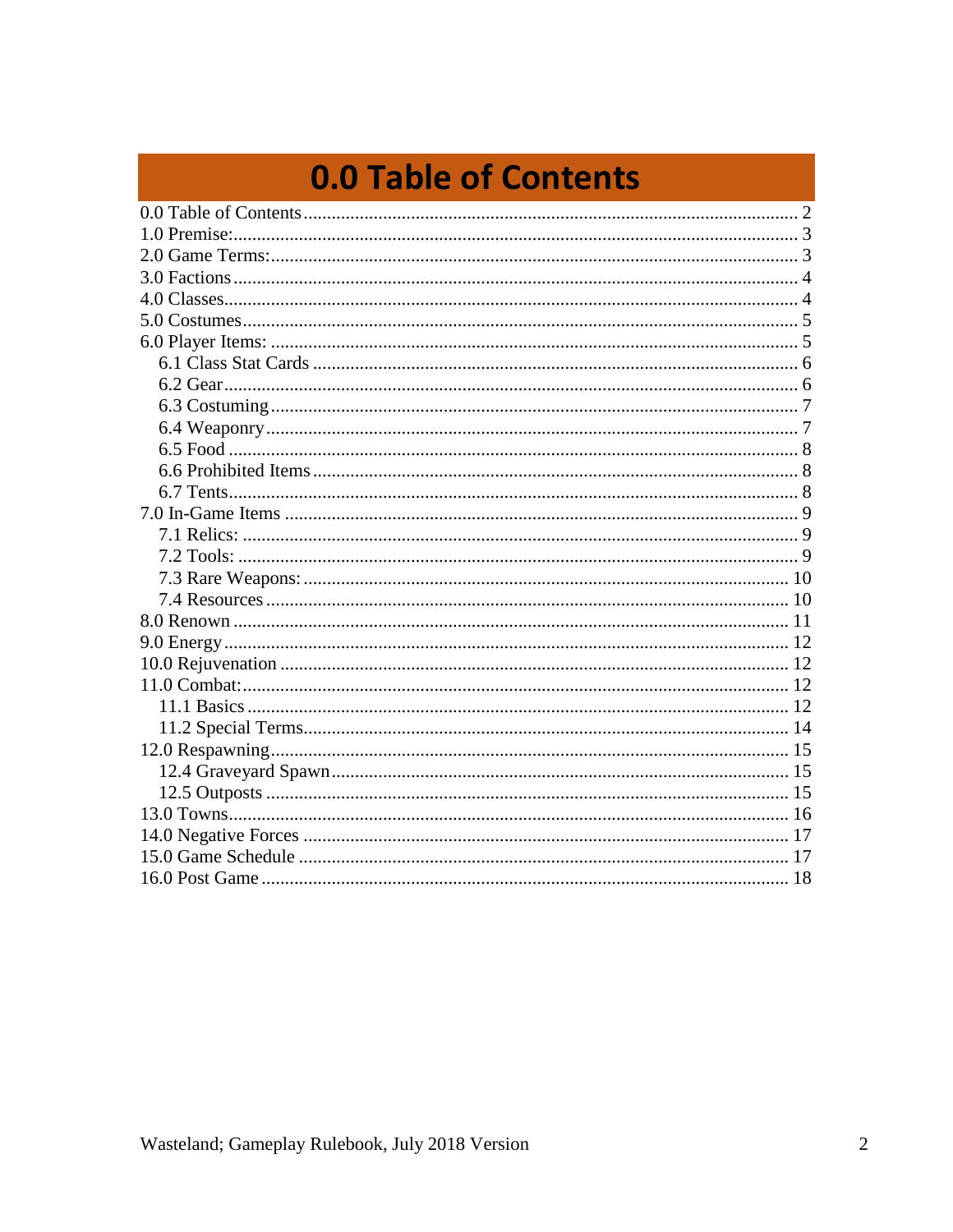# 0.0 Table of Contents

0.0 Table of Contents ........................................ 2
1.0 Premise: ........................................ 3
2.0 Game Terms: ........................................ 3
3.0 Factions ........................................ 4
4.0 Classes ........................................ 4
5.0 Costumes ........................................ 5
6.0 Player Items: ........................................ 5
- 6.1 Class Stat Cards ........................................ 6
- 6.2 Gear ........................................ 6
- 6.3 Costuming ........................................ 7
- 6.4 Weaponry ........................................ 7
- 6.5 Food ........................................ 8
- 6.6 Prohibited Items ........................................ 8
- 6.7 Tents ........................................ 8

7.0 In-Game Items ........................................ 9
- 7.1 Relics: ........................................ 9
- 7.2 Tools: ........................................ 9
- 7.3 Rare Weapons: ........................................ 10
- 7.4 Resources ........................................ 10

8.0 Renown ........................................ 11
9.0 Energy ........................................ 12
10.0 Rejuvenation ........................................ 12
11.0 Combat: ........................................ 12
- 11.1 Basics ........................................ 12
- 11.2 Special Terms ........................................ 14

12.0 Respawning ........................................ 15
- 12.4 Graveyard Spawn ........................................ 15
- 12.5 Outposts ........................................ 15

13.0 Towns ........................................ 16
14.0 Negative Forces ........................................ 17
15.0 Game Schedule ........................................ 17
16.0 Post Game ........................................ 18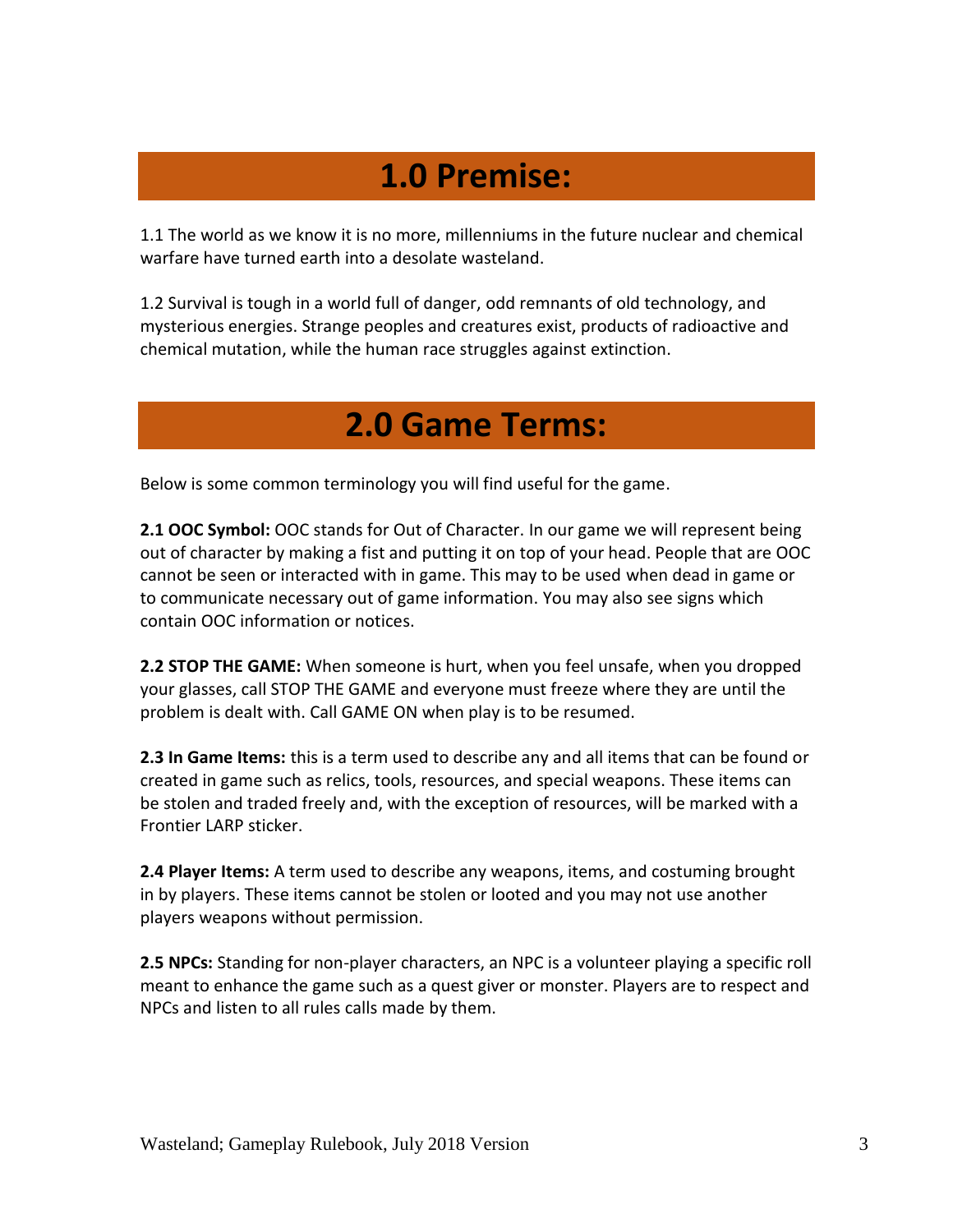# 1.0 Premise:

1.1 The world as we know it is no more, millenniums in the future nuclear and chemical warfare have turned earth into a desolate wasteland.

1.2 Survival is tough in a world full of danger, odd remnants of old technology, and mysterious energies. Strange peoples and creatures exist, products of radioactive and chemical mutation, while the human race struggles against extinction.

# 2.0 Game Terms:

Below is some common terminology you will find useful for the game.

**2.1 OOC Symbol:** OOC stands for Out of Character. In our game we will represent being out of character by making a fist and putting it on top of your head. People that are OOC cannot be seen or interacted with in game. This may to be used when dead in game or to communicate necessary out of game information. You may also see signs which contain OOC information or notices.

**2.2 STOP THE GAME:** When someone is hurt, when you feel unsafe, when you dropped your glasses, call STOP THE GAME and everyone must freeze where they are until the problem is dealt with. Call GAME ON when play is to be resumed.

**2.3 In Game Items:** this is a term used to describe any and all items that can be found or created in game such as relics, tools, resources, and special weapons. These items can be stolen and traded freely and, with the exception of resources, will be marked with a Frontier LARP sticker.

**2.4 Player Items:** A term used to describe any weapons, items, and costuming brought in by players. These items cannot be stolen or looted and you may not use another players weapons without permission.

**2.5 NPCs:** Standing for non-player characters, an NPC is a volunteer playing a specific roll meant to enhance the game such as a quest giver or monster. Players are to respect and NPCs and listen to all rules calls made by them.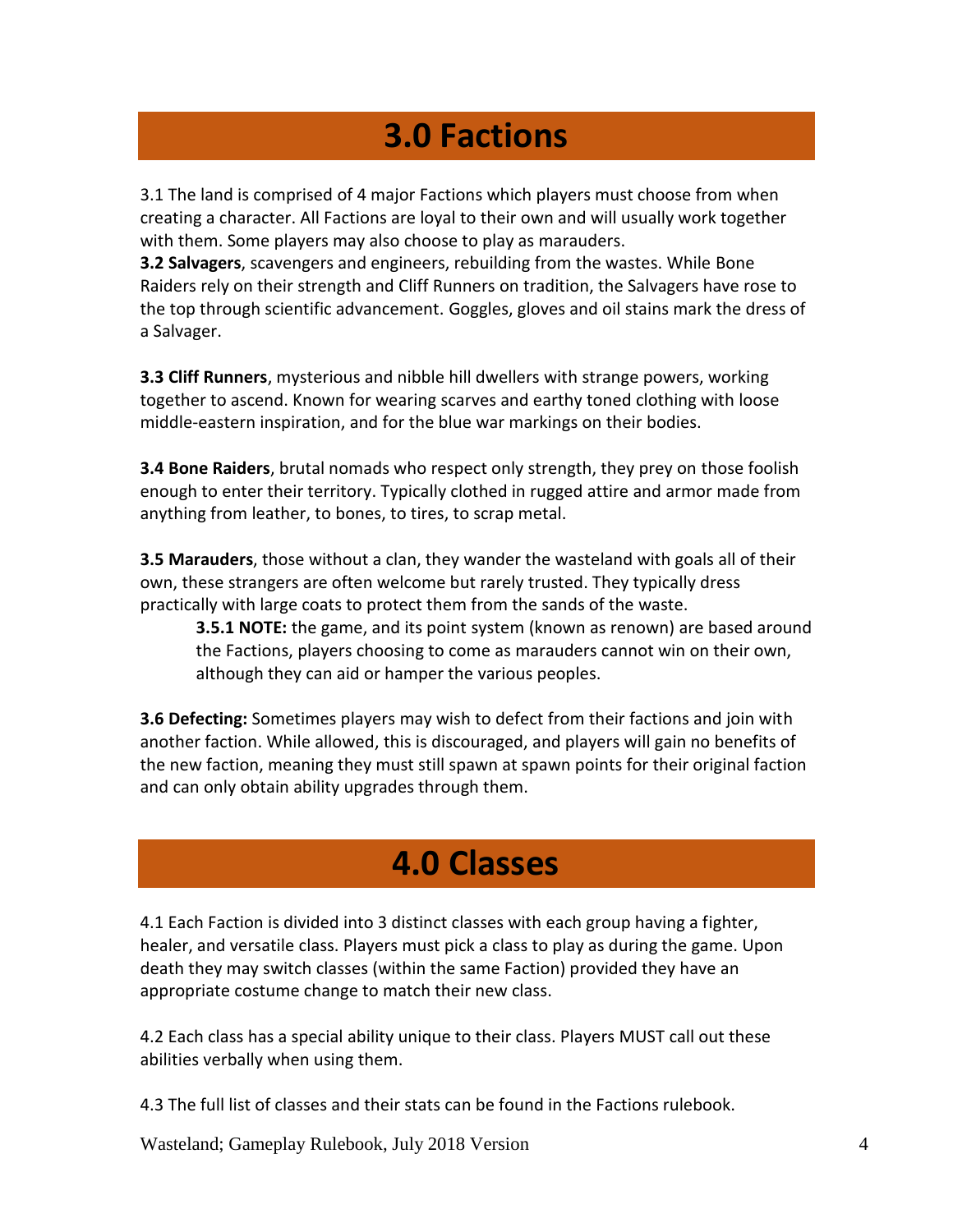# 3.0 Factions

3.1 The land is comprised of 4 major Factions which players must choose from when creating a character. All Factions are loyal to their own and will usually work together with them. Some players may also choose to play as marauders.

**3.2 Salvagers**, scavengers and engineers, rebuilding from the wastes. While Bone Raiders rely on their strength and Cliff Runners on tradition, the Salvagers have rose to the top through scientific advancement. Goggles, gloves and oil stains mark the dress of a Salvager.

**3.3 Cliff Runners**, mysterious and nibble hill dwellers with strange powers, working together to ascend. Known for wearing scarves and earthy toned clothing with loose middle-eastern inspiration, and for the blue war markings on their bodies.

**3.4 Bone Raiders**, brutal nomads who respect only strength, they prey on those foolish enough to enter their territory. Typically clothed in rugged attire and armor made from anything from leather, to bones, to tires, to scrap metal.

**3.5 Marauders**, those without a clan, they wander the wasteland with goals all of their own, these strangers are often welcome but rarely trusted. They typically dress practically with large coats to protect them from the sands of the waste.

> **3.5.1 NOTE:** the game, and its point system (known as renown) are based around the Factions, players choosing to come as marauders cannot win on their own, although they can aid or hamper the various peoples.

**3.6 Defecting:** Sometimes players may wish to defect from their factions and join with another faction. While allowed, this is discouraged, and players will gain no benefits of the new faction, meaning they must still spawn at spawn points for their original faction and can only obtain ability upgrades through them.

# 4.0 Classes

4.1 Each Faction is divided into 3 distinct classes with each group having a fighter, healer, and versatile class. Players must pick a class to play as during the game. Upon death they may switch classes (within the same Faction) provided they have an appropriate costume change to match their new class.

4.2 Each class has a special ability unique to their class. Players MUST call out these abilities verbally when using them.

4.3 The full list of classes and their stats can be found in the Factions rulebook.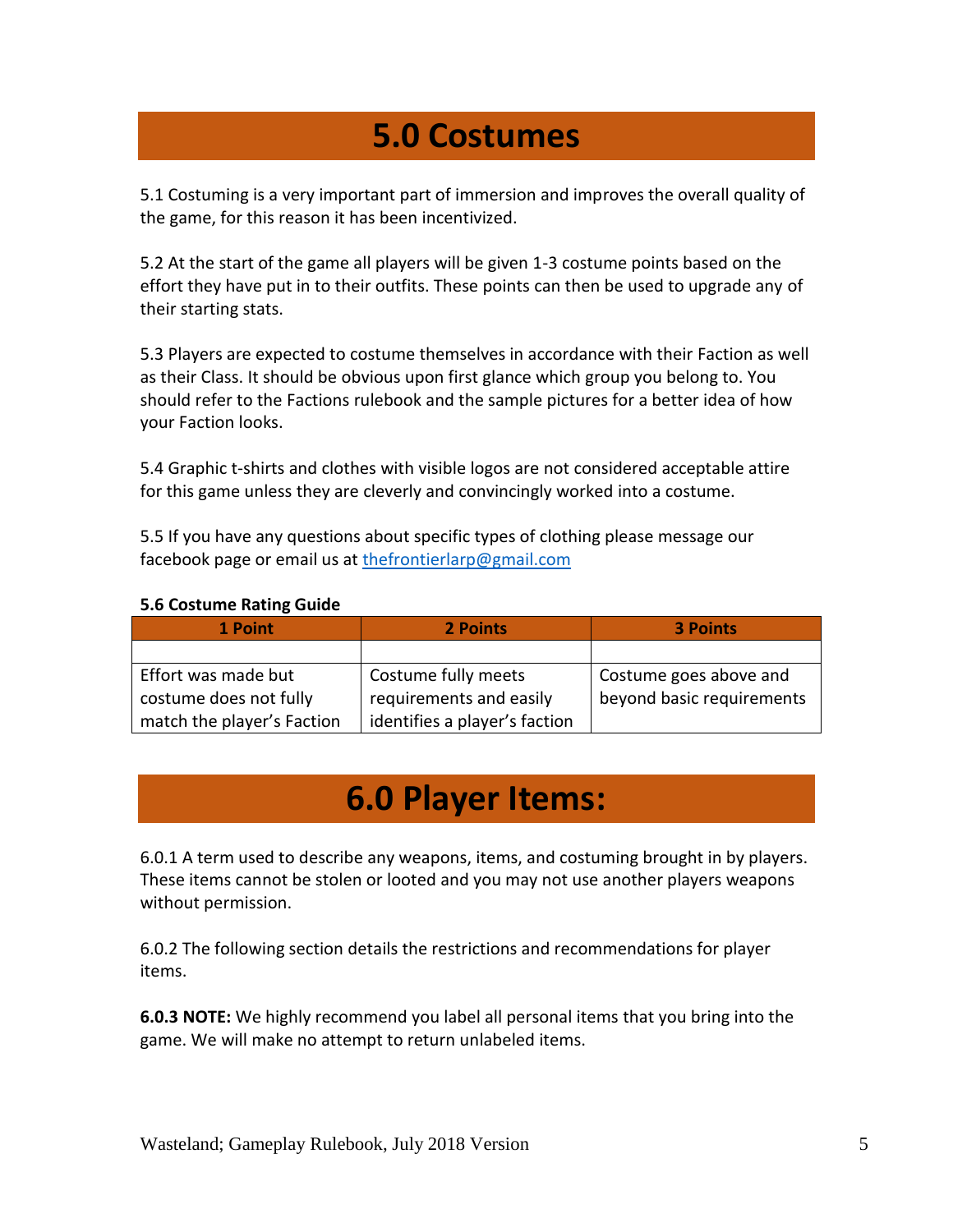# 5.0 Costumes

5.1 Costuming is a very important part of immersion and improves the overall quality of the game, for this reason it has been incentivized.

5.2 At the start of the game all players will be given 1-3 costume points based on the effort they have put in to their outfits. These points can then be used to upgrade any of their starting stats.

5.3 Players are expected to costume themselves in accordance with their Faction as well as their Class. It should be obvious upon first glance which group you belong to. You should refer to the Factions rulebook and the sample pictures for a better idea of how your Faction looks.

5.4 Graphic t-shirts and clothes with visible logos are not considered acceptable attire for this game unless they are cleverly and convincingly worked into a costume.

5.5 If you have any questions about specific types of clothing please message our facebook page or email us at thefrontierlarp@gmail.com

**5.6 Costume Rating Guide**

| 1 Point | 2 Points | 3 Points |
|---|---|---|
| | | |
| Effort was made but costume does not fully match the player's Faction | Costume fully meets requirements and easily identifies a player's faction | Costume goes above and beyond basic requirements |

# 6.0 Player Items:

6.0.1 A term used to describe any weapons, items, and costuming brought in by players. These items cannot be stolen or looted and you may not use another players weapons without permission.

6.0.2 The following section details the restrictions and recommendations for player items.

**6.0.3 NOTE:** We highly recommend you label all personal items that you bring into the game. We will make no attempt to return unlabeled items.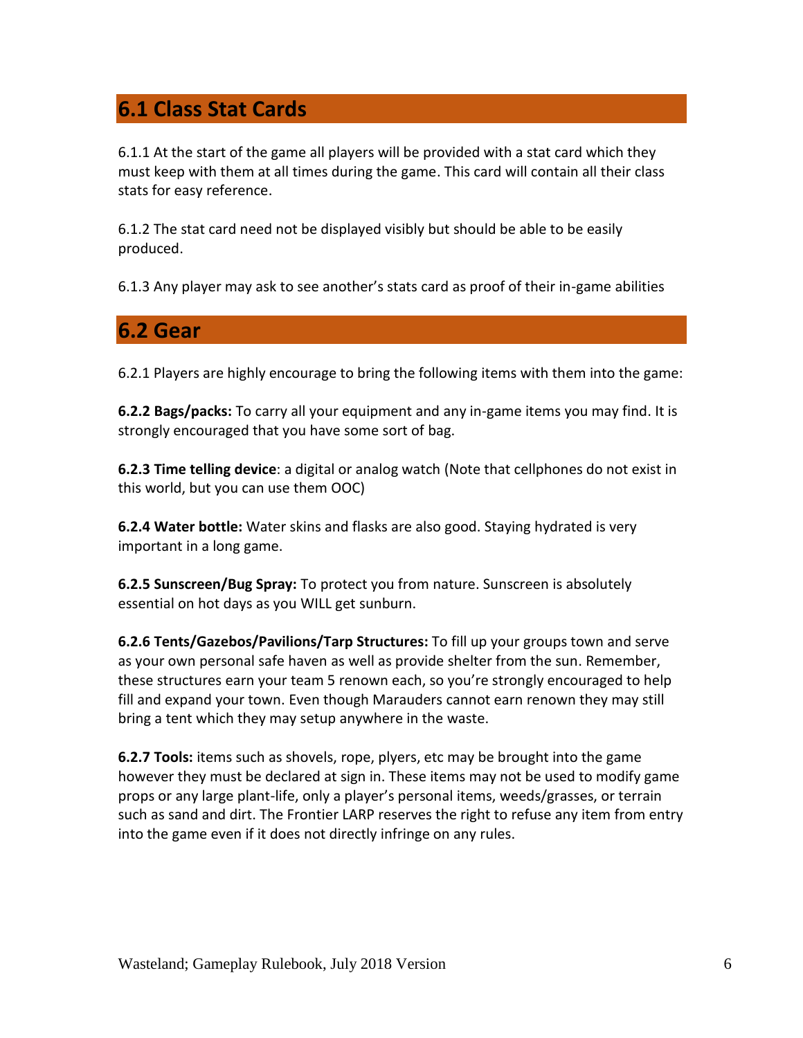## 6.1 Class Stat Cards

6.1.1 At the start of the game all players will be provided with a stat card which they must keep with them at all times during the game. This card will contain all their class stats for easy reference.

6.1.2 The stat card need not be displayed visibly but should be able to be easily produced.

6.1.3 Any player may ask to see another's stats card as proof of their in-game abilities

## 6.2 Gear

6.2.1 Players are highly encourage to bring the following items with them into the game:

**6.2.2 Bags/packs:** To carry all your equipment and any in-game items you may find. It is strongly encouraged that you have some sort of bag.

**6.2.3 Time telling device**: a digital or analog watch (Note that cellphones do not exist in this world, but you can use them OOC)

**6.2.4 Water bottle:** Water skins and flasks are also good. Staying hydrated is very important in a long game.

**6.2.5 Sunscreen/Bug Spray:** To protect you from nature. Sunscreen is absolutely essential on hot days as you WILL get sunburn.

**6.2.6 Tents/Gazebos/Pavilions/Tarp Structures:** To fill up your groups town and serve as your own personal safe haven as well as provide shelter from the sun. Remember, these structures earn your team 5 renown each, so you're strongly encouraged to help fill and expand your town. Even though Marauders cannot earn renown they may still bring a tent which they may setup anywhere in the waste.

**6.2.7 Tools:** items such as shovels, rope, plyers, etc may be brought into the game however they must be declared at sign in. These items may not be used to modify game props or any large plant-life, only a player's personal items, weeds/grasses, or terrain such as sand and dirt. The Frontier LARP reserves the right to refuse any item from entry into the game even if it does not directly infringe on any rules.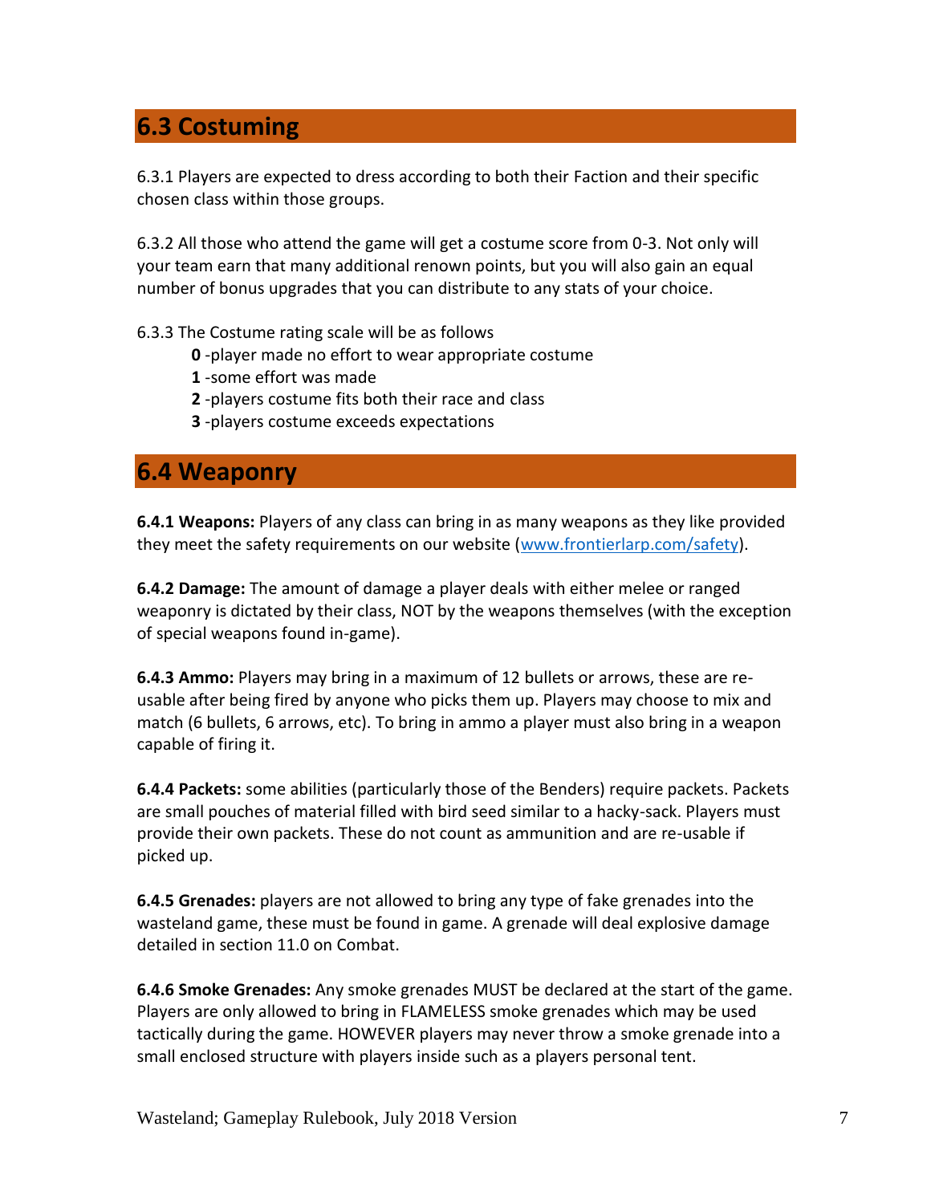## 6.3 Costuming

6.3.1 Players are expected to dress according to both their Faction and their specific chosen class within those groups.

6.3.2 All those who attend the game will get a costume score from 0-3. Not only will your team earn that many additional renown points, but you will also gain an equal number of bonus upgrades that you can distribute to any stats of your choice.

6.3.3 The Costume rating scale will be as follows

- **0** -player made no effort to wear appropriate costume
- **1** -some effort was made
- **2** -players costume fits both their race and class
- **3** -players costume exceeds expectations

## 6.4 Weaponry

**6.4.1 Weapons:** Players of any class can bring in as many weapons as they like provided they meet the safety requirements on our website (www.frontierlarp.com/safety).

**6.4.2 Damage:** The amount of damage a player deals with either melee or ranged weaponry is dictated by their class, NOT by the weapons themselves (with the exception of special weapons found in-game).

**6.4.3 Ammo:** Players may bring in a maximum of 12 bullets or arrows, these are re-usable after being fired by anyone who picks them up. Players may choose to mix and match (6 bullets, 6 arrows, etc). To bring in ammo a player must also bring in a weapon capable of firing it.

**6.4.4 Packets:** some abilities (particularly those of the Benders) require packets. Packets are small pouches of material filled with bird seed similar to a hacky-sack. Players must provide their own packets. These do not count as ammunition and are re-usable if picked up.

**6.4.5 Grenades:** players are not allowed to bring any type of fake grenades into the wasteland game, these must be found in game. A grenade will deal explosive damage detailed in section 11.0 on Combat.

**6.4.6 Smoke Grenades:** Any smoke grenades MUST be declared at the start of the game. Players are only allowed to bring in FLAMELESS smoke grenades which may be used tactically during the game. HOWEVER players may never throw a smoke grenade into a small enclosed structure with players inside such as a players personal tent.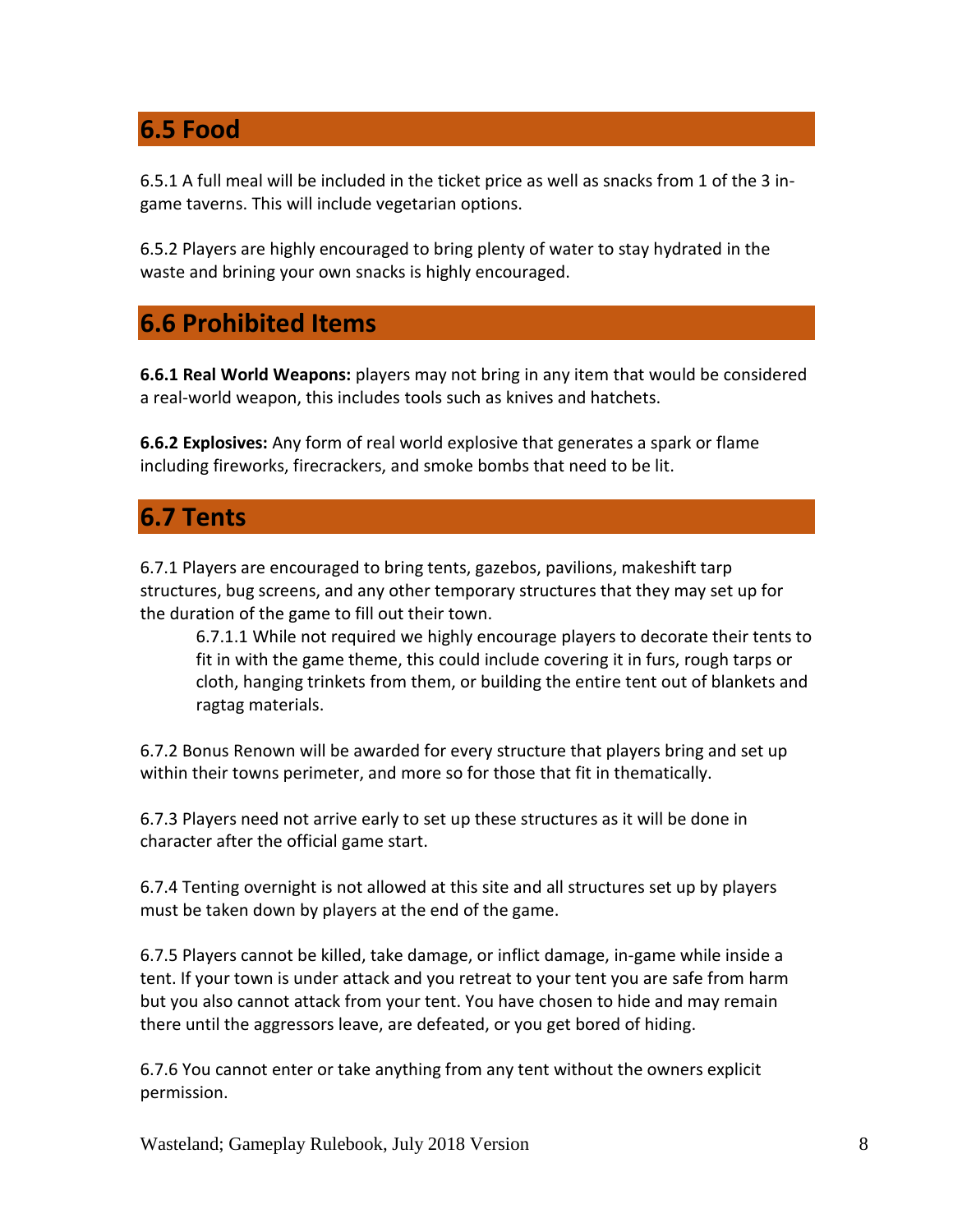## 6.5 Food

6.5.1 A full meal will be included in the ticket price as well as snacks from 1 of the 3 in-game taverns. This will include vegetarian options.

6.5.2 Players are highly encouraged to bring plenty of water to stay hydrated in the waste and brining your own snacks is highly encouraged.

## 6.6 Prohibited Items

**6.6.1 Real World Weapons:** players may not bring in any item that would be considered a real-world weapon, this includes tools such as knives and hatchets.

**6.6.2 Explosives:** Any form of real world explosive that generates a spark or flame including fireworks, firecrackers, and smoke bombs that need to be lit.

## 6.7 Tents

6.7.1 Players are encouraged to bring tents, gazebos, pavilions, makeshift tarp structures, bug screens, and any other temporary structures that they may set up for the duration of the game to fill out their town.

> 6.7.1.1 While not required we highly encourage players to decorate their tents to fit in with the game theme, this could include covering it in furs, rough tarps or cloth, hanging trinkets from them, or building the entire tent out of blankets and ragtag materials.

6.7.2 Bonus Renown will be awarded for every structure that players bring and set up within their towns perimeter, and more so for those that fit in thematically.

6.7.3 Players need not arrive early to set up these structures as it will be done in character after the official game start.

6.7.4 Tenting overnight is not allowed at this site and all structures set up by players must be taken down by players at the end of the game.

6.7.5 Players cannot be killed, take damage, or inflict damage, in-game while inside a tent. If your town is under attack and you retreat to your tent you are safe from harm but you also cannot attack from your tent. You have chosen to hide and may remain there until the aggressors leave, are defeated, or you get bored of hiding.

6.7.6 You cannot enter or take anything from any tent without the owners explicit permission.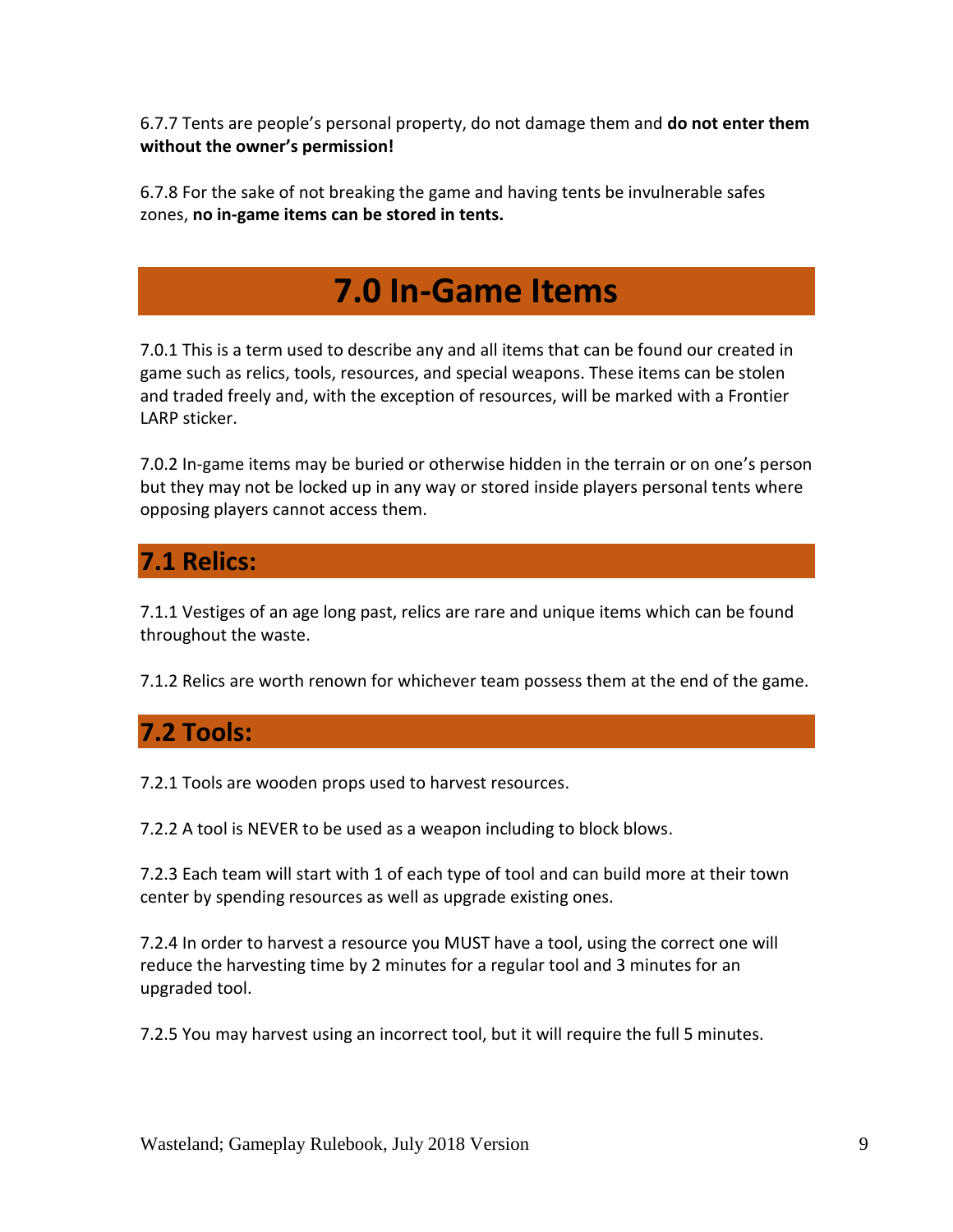6.7.7 Tents are people's personal property, do not damage them and **do not enter them without the owner's permission!**

6.7.8 For the sake of not breaking the game and having tents be invulnerable safes zones, **no in-game items can be stored in tents.**

# 7.0 In-Game Items

7.0.1 This is a term used to describe any and all items that can be found our created in game such as relics, tools, resources, and special weapons. These items can be stolen and traded freely and, with the exception of resources, will be marked with a Frontier LARP sticker.

7.0.2 In-game items may be buried or otherwise hidden in the terrain or on one's person but they may not be locked up in any way or stored inside players personal tents where opposing players cannot access them.

## 7.1 Relics:

7.1.1 Vestiges of an age long past, relics are rare and unique items which can be found throughout the waste.

7.1.2 Relics are worth renown for whichever team possess them at the end of the game.

## 7.2 Tools:

7.2.1 Tools are wooden props used to harvest resources.

7.2.2 A tool is NEVER to be used as a weapon including to block blows.

7.2.3 Each team will start with 1 of each type of tool and can build more at their town center by spending resources as well as upgrade existing ones.

7.2.4 In order to harvest a resource you MUST have a tool, using the correct one will reduce the harvesting time by 2 minutes for a regular tool and 3 minutes for an upgraded tool.

7.2.5 You may harvest using an incorrect tool, but it will require the full 5 minutes.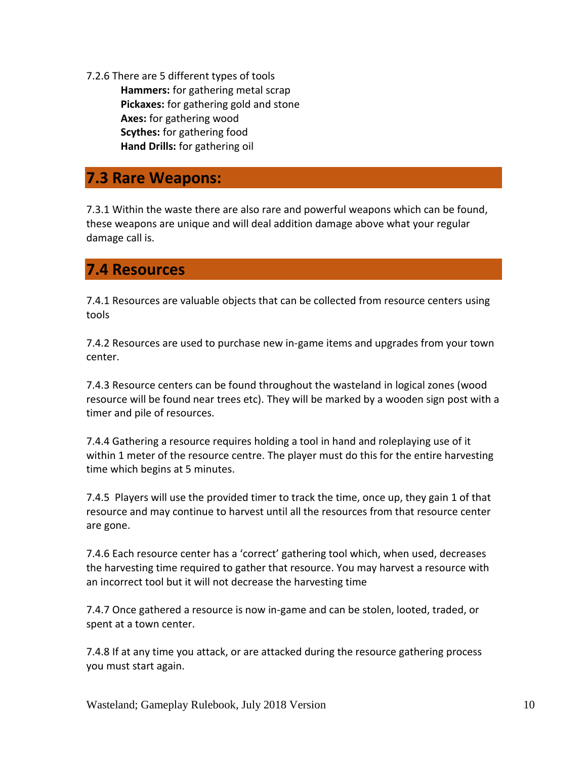7.2.6 There are 5 different types of tools

- **Hammers:** for gathering metal scrap
- **Pickaxes:** for gathering gold and stone
- **Axes:** for gathering wood
- **Scythes:** for gathering food
- **Hand Drills:** for gathering oil

## 7.3 Rare Weapons:

7.3.1 Within the waste there are also rare and powerful weapons which can be found, these weapons are unique and will deal addition damage above what your regular damage call is.

## 7.4 Resources

7.4.1 Resources are valuable objects that can be collected from resource centers using tools

7.4.2 Resources are used to purchase new in-game items and upgrades from your town center.

7.4.3 Resource centers can be found throughout the wasteland in logical zones (wood resource will be found near trees etc). They will be marked by a wooden sign post with a timer and pile of resources.

7.4.4 Gathering a resource requires holding a tool in hand and roleplaying use of it within 1 meter of the resource centre. The player must do this for the entire harvesting time which begins at 5 minutes.

7.4.5 Players will use the provided timer to track the time, once up, they gain 1 of that resource and may continue to harvest until all the resources from that resource center are gone.

7.4.6 Each resource center has a 'correct' gathering tool which, when used, decreases the harvesting time required to gather that resource. You may harvest a resource with an incorrect tool but it will not decrease the harvesting time

7.4.7 Once gathered a resource is now in-game and can be stolen, looted, traded, or spent at a town center.

7.4.8 If at any time you attack, or are attacked during the resource gathering process you must start again.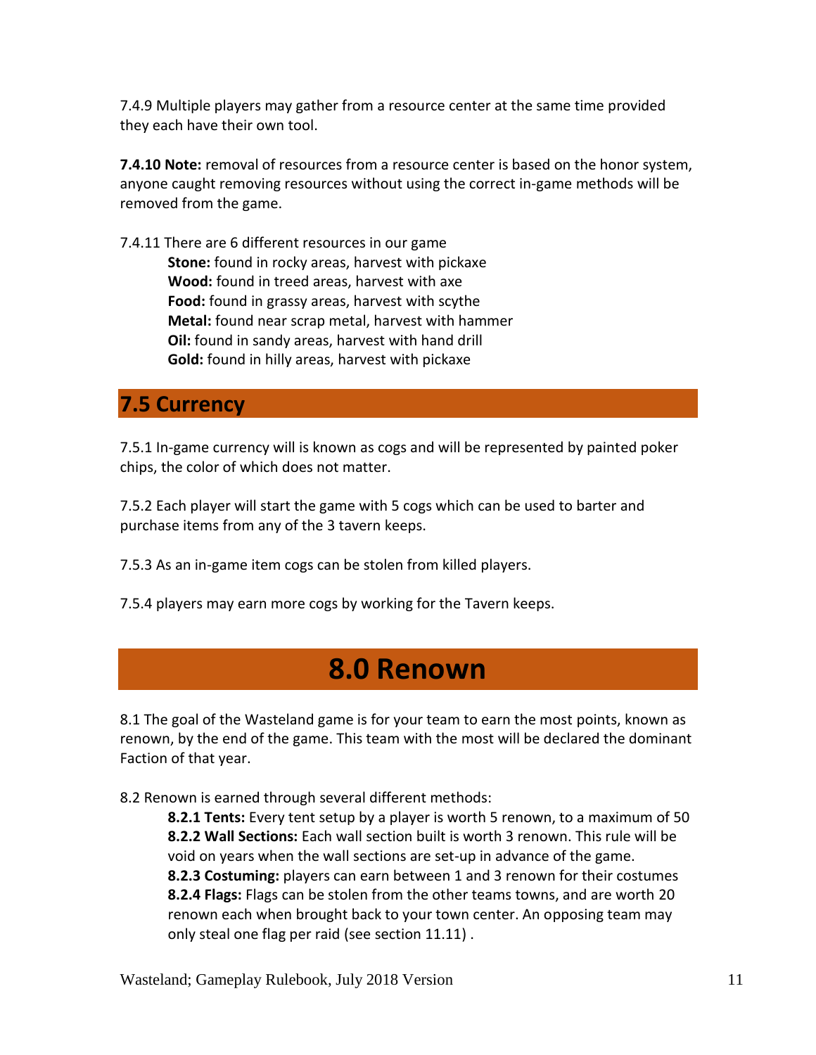7.4.9 Multiple players may gather from a resource center at the same time provided they each have their own tool.

**7.4.10 Note:** removal of resources from a resource center is based on the honor system, anyone caught removing resources without using the correct in-game methods will be removed from the game.

7.4.11 There are 6 different resources in our game

- **Stone:** found in rocky areas, harvest with pickaxe
- **Wood:** found in treed areas, harvest with axe
- **Food:** found in grassy areas, harvest with scythe
- **Metal:** found near scrap metal, harvest with hammer
- **Oil:** found in sandy areas, harvest with hand drill
- **Gold:** found in hilly areas, harvest with pickaxe

## 7.5 Currency

7.5.1 In-game currency will is known as cogs and will be represented by painted poker chips, the color of which does not matter.

7.5.2 Each player will start the game with 5 cogs which can be used to barter and purchase items from any of the 3 tavern keeps.

7.5.3 As an in-game item cogs can be stolen from killed players.

7.5.4 players may earn more cogs by working for the Tavern keeps.

# 8.0 Renown

8.1 The goal of the Wasteland game is for your team to earn the most points, known as renown, by the end of the game. This team with the most will be declared the dominant Faction of that year.

8.2 Renown is earned through several different methods:

**8.2.1 Tents:** Every tent setup by a player is worth 5 renown, to a maximum of 50
**8.2.2 Wall Sections:** Each wall section built is worth 3 renown. This rule will be void on years when the wall sections are set-up in advance of the game.
**8.2.3 Costuming:** players can earn between 1 and 3 renown for their costumes
**8.2.4 Flags:** Flags can be stolen from the other teams towns, and are worth 20 renown each when brought back to your town center. An opposing team may only steal one flag per raid (see section 11.11) .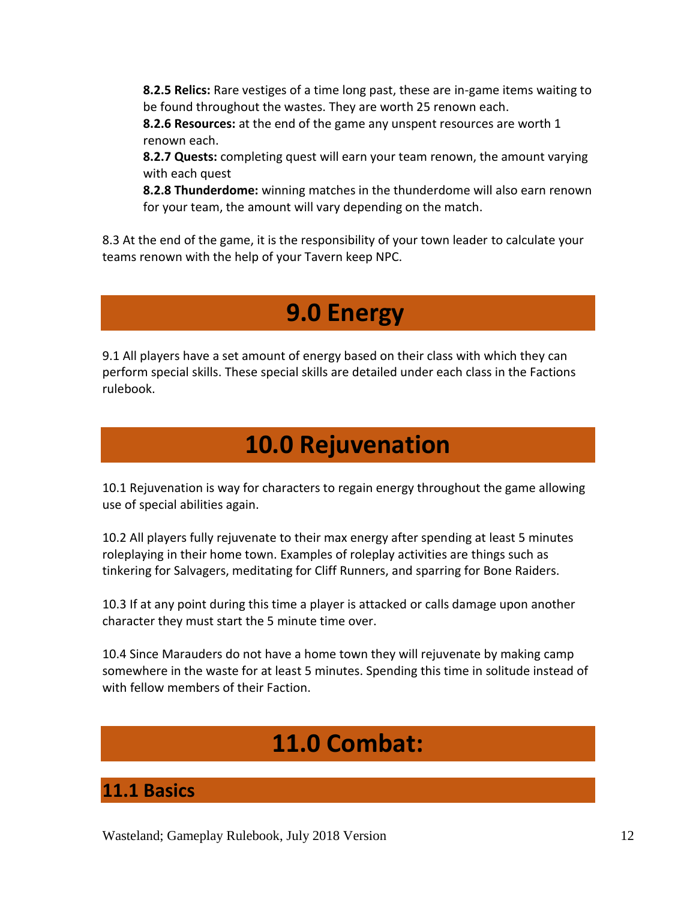**8.2.5 Relics:** Rare vestiges of a time long past, these are in-game items waiting to be found throughout the wastes. They are worth 25 renown each.

**8.2.6 Resources:** at the end of the game any unspent resources are worth 1 renown each.

**8.2.7 Quests:** completing quest will earn your team renown, the amount varying with each quest

**8.2.8 Thunderdome:** winning matches in the thunderdome will also earn renown for your team, the amount will vary depending on the match.

8.3 At the end of the game, it is the responsibility of your town leader to calculate your teams renown with the help of your Tavern keep NPC.

# 9.0 Energy

9.1 All players have a set amount of energy based on their class with which they can perform special skills. These special skills are detailed under each class in the Factions rulebook.

# 10.0 Rejuvenation

10.1 Rejuvenation is way for characters to regain energy throughout the game allowing use of special abilities again.

10.2 All players fully rejuvenate to their max energy after spending at least 5 minutes roleplaying in their home town. Examples of roleplay activities are things such as tinkering for Salvagers, meditating for Cliff Runners, and sparring for Bone Raiders.

10.3 If at any point during this time a player is attacked or calls damage upon another character they must start the 5 minute time over.

10.4 Since Marauders do not have a home town they will rejuvenate by making camp somewhere in the waste for at least 5 minutes. Spending this time in solitude instead of with fellow members of their Faction.

# 11.0 Combat:

## 11.1 Basics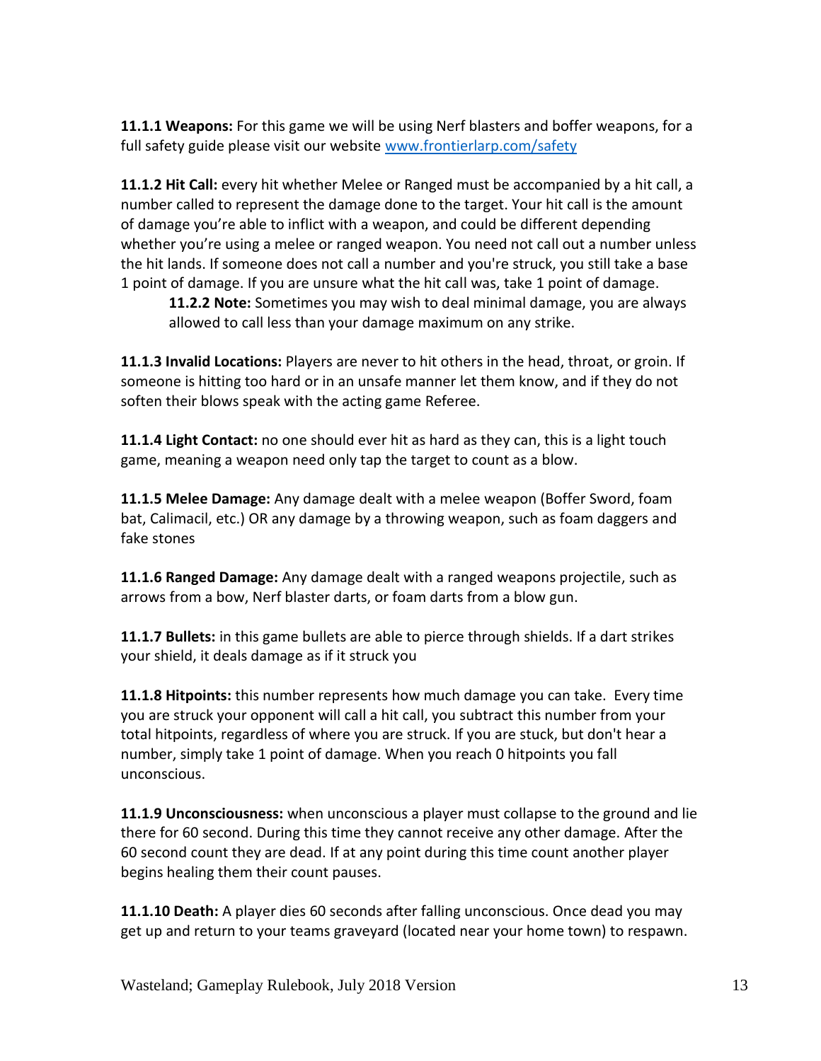**11.1.1 Weapons:** For this game we will be using Nerf blasters and boffer weapons, for a full safety guide please visit our website [www.frontierlarp.com/safety](www.frontierlarp.com/safety)

**11.1.2 Hit Call:** every hit whether Melee or Ranged must be accompanied by a hit call, a number called to represent the damage done to the target. Your hit call is the amount of damage you're able to inflict with a weapon, and could be different depending whether you're using a melee or ranged weapon. You need not call out a number unless the hit lands. If someone does not call a number and you're struck, you still take a base 1 point of damage. If you are unsure what the hit call was, take 1 point of damage.

> **11.2.2 Note:** Sometimes you may wish to deal minimal damage, you are always allowed to call less than your damage maximum on any strike.

**11.1.3 Invalid Locations:** Players are never to hit others in the head, throat, or groin. If someone is hitting too hard or in an unsafe manner let them know, and if they do not soften their blows speak with the acting game Referee.

**11.1.4 Light Contact:** no one should ever hit as hard as they can, this is a light touch game, meaning a weapon need only tap the target to count as a blow.

**11.1.5 Melee Damage:** Any damage dealt with a melee weapon (Boffer Sword, foam bat, Calimacil, etc.) OR any damage by a throwing weapon, such as foam daggers and fake stones

**11.1.6 Ranged Damage:** Any damage dealt with a ranged weapons projectile, such as arrows from a bow, Nerf blaster darts, or foam darts from a blow gun.

**11.1.7 Bullets:** in this game bullets are able to pierce through shields. If a dart strikes your shield, it deals damage as if it struck you

**11.1.8 Hitpoints:** this number represents how much damage you can take. Every time you are struck your opponent will call a hit call, you subtract this number from your total hitpoints, regardless of where you are struck. If you are stuck, but don't hear a number, simply take 1 point of damage. When you reach 0 hitpoints you fall unconscious.

**11.1.9 Unconsciousness:** when unconscious a player must collapse to the ground and lie there for 60 second. During this time they cannot receive any other damage. After the 60 second count they are dead. If at any point during this time count another player begins healing them their count pauses.

**11.1.10 Death:** A player dies 60 seconds after falling unconscious. Once dead you may get up and return to your teams graveyard (located near your home town) to respawn.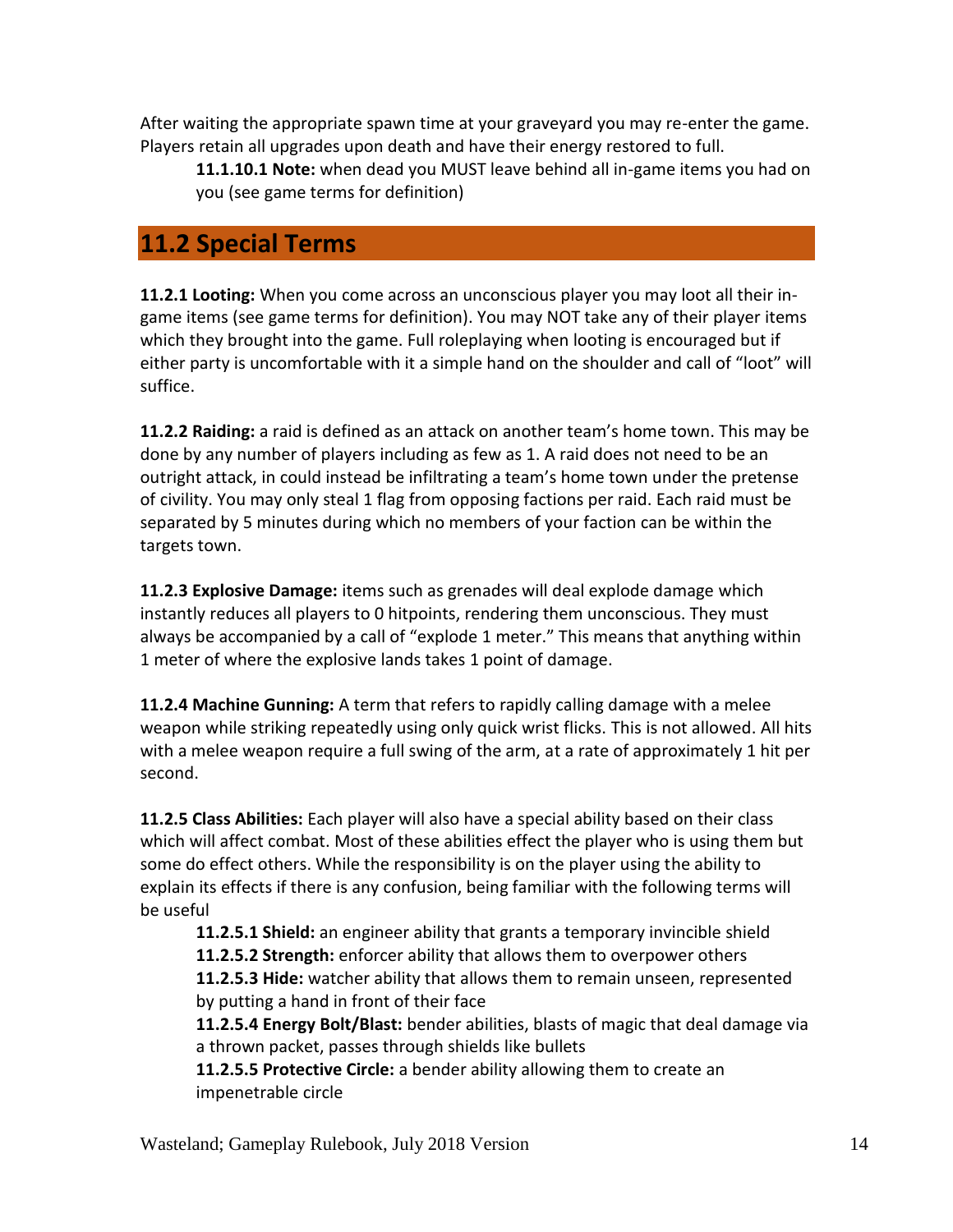After waiting the appropriate spawn time at your graveyard you may re-enter the game. Players retain all upgrades upon death and have their energy restored to full.

> **11.1.10.1 Note:** when dead you MUST leave behind all in-game items you had on you (see game terms for definition)

## 11.2 Special Terms

**11.2.1 Looting:** When you come across an unconscious player you may loot all their in-game items (see game terms for definition). You may NOT take any of their player items which they brought into the game. Full roleplaying when looting is encouraged but if either party is uncomfortable with it a simple hand on the shoulder and call of "loot" will suffice.

**11.2.2 Raiding:** a raid is defined as an attack on another team's home town. This may be done by any number of players including as few as 1. A raid does not need to be an outright attack, in could instead be infiltrating a team's home town under the pretense of civility. You may only steal 1 flag from opposing factions per raid. Each raid must be separated by 5 minutes during which no members of your faction can be within the targets town.

**11.2.3 Explosive Damage:** items such as grenades will deal explode damage which instantly reduces all players to 0 hitpoints, rendering them unconscious. They must always be accompanied by a call of "explode 1 meter." This means that anything within 1 meter of where the explosive lands takes 1 point of damage.

**11.2.4 Machine Gunning:** A term that refers to rapidly calling damage with a melee weapon while striking repeatedly using only quick wrist flicks. This is not allowed. All hits with a melee weapon require a full swing of the arm, at a rate of approximately 1 hit per second.

**11.2.5 Class Abilities:** Each player will also have a special ability based on their class which will affect combat. Most of these abilities effect the player who is using them but some do effect others. While the responsibility is on the player using the ability to explain its effects if there is any confusion, being familiar with the following terms will be useful

> **11.2.5.1 Shield:** an engineer ability that grants a temporary invincible shield
>
> **11.2.5.2 Strength:** enforcer ability that allows them to overpower others
>
> **11.2.5.3 Hide:** watcher ability that allows them to remain unseen, represented by putting a hand in front of their face
>
> **11.2.5.4 Energy Bolt/Blast:** bender abilities, blasts of magic that deal damage via a thrown packet, passes through shields like bullets
>
> **11.2.5.5 Protective Circle:** a bender ability allowing them to create an impenetrable circle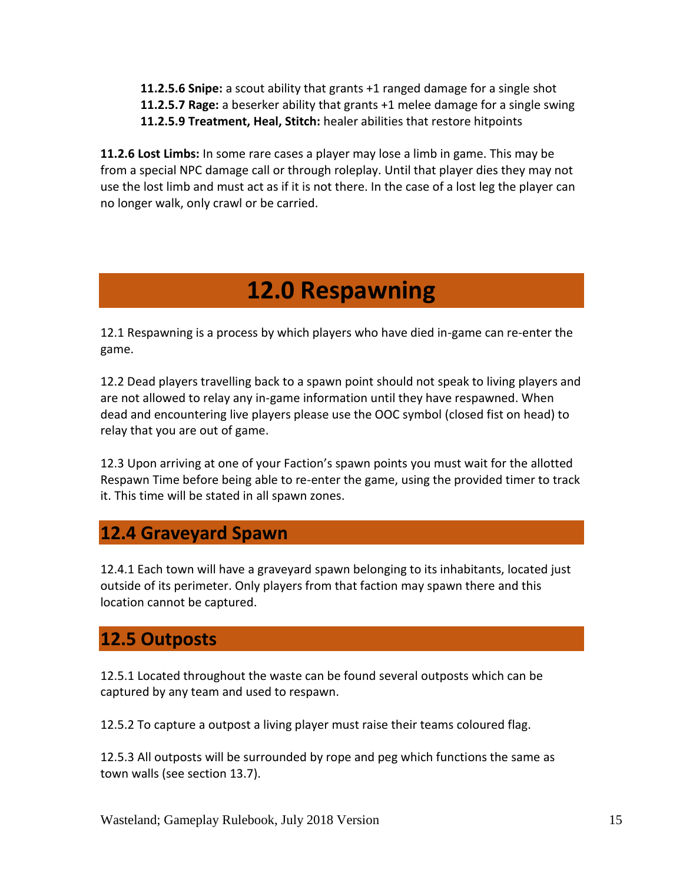**11.2.5.6 Snipe:** a scout ability that grants +1 ranged damage for a single shot
**11.2.5.7 Rage:** a beserker ability that grants +1 melee damage for a single swing
**11.2.5.9 Treatment, Heal, Stitch:** healer abilities that restore hitpoints

**11.2.6 Lost Limbs:** In some rare cases a player may lose a limb in game. This may be from a special NPC damage call or through roleplay. Until that player dies they may not use the lost limb and must act as if it is not there. In the case of a lost leg the player can no longer walk, only crawl or be carried.

# 12.0 Respawning

12.1 Respawning is a process by which players who have died in-game can re-enter the game.

12.2 Dead players travelling back to a spawn point should not speak to living players and are not allowed to relay any in-game information until they have respawned. When dead and encountering live players please use the OOC symbol (closed fist on head) to relay that you are out of game.

12.3 Upon arriving at one of your Faction's spawn points you must wait for the allotted Respawn Time before being able to re-enter the game, using the provided timer to track it. This time will be stated in all spawn zones.

## 12.4 Graveyard Spawn

12.4.1 Each town will have a graveyard spawn belonging to its inhabitants, located just outside of its perimeter. Only players from that faction may spawn there and this location cannot be captured.

## 12.5 Outposts

12.5.1 Located throughout the waste can be found several outposts which can be captured by any team and used to respawn.

12.5.2 To capture a outpost a living player must raise their teams coloured flag.

12.5.3 All outposts will be surrounded by rope and peg which functions the same as town walls (see section 13.7).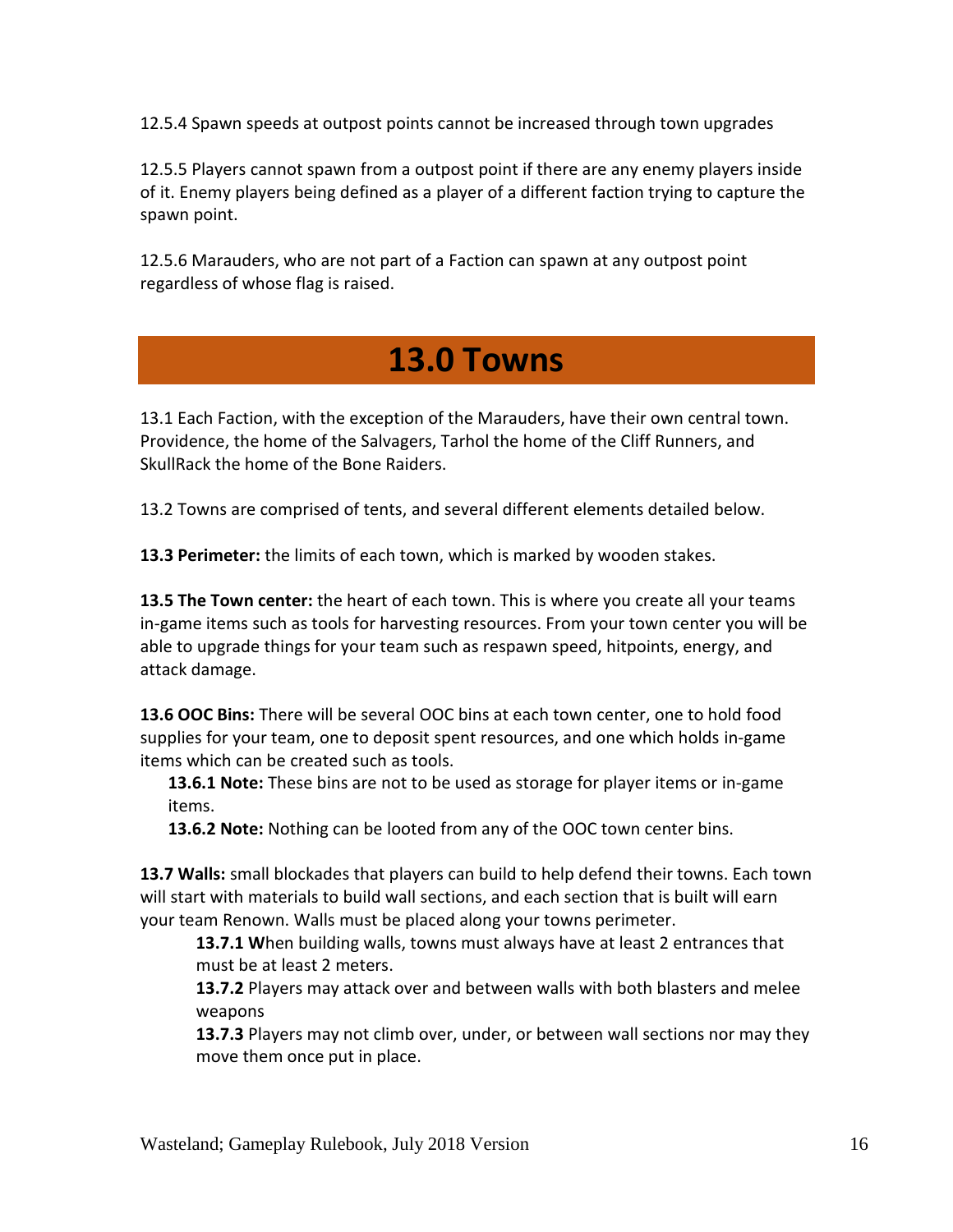12.5.4 Spawn speeds at outpost points cannot be increased through town upgrades

12.5.5 Players cannot spawn from a outpost point if there are any enemy players inside of it. Enemy players being defined as a player of a different faction trying to capture the spawn point.

12.5.6 Marauders, who are not part of a Faction can spawn at any outpost point regardless of whose flag is raised.

# 13.0 Towns

13.1 Each Faction, with the exception of the Marauders, have their own central town. Providence, the home of the Salvagers, Tarhol the home of the Cliff Runners, and SkullRack the home of the Bone Raiders.

13.2 Towns are comprised of tents, and several different elements detailed below.

**13.3 Perimeter:** the limits of each town, which is marked by wooden stakes.

**13.5 The Town center:** the heart of each town. This is where you create all your teams in-game items such as tools for harvesting resources. From your town center you will be able to upgrade things for your team such as respawn speed, hitpoints, energy, and attack damage.

**13.6 OOC Bins:** There will be several OOC bins at each town center, one to hold food supplies for your team, one to deposit spent resources, and one which holds in-game items which can be created such as tools.

- **13.6.1 Note:** These bins are not to be used as storage for player items or in-game items.
- **13.6.2 Note:** Nothing can be looted from any of the OOC town center bins.

**13.7 Walls:** small blockades that players can build to help defend their towns. Each town will start with materials to build wall sections, and each section that is built will earn your team Renown. Walls must be placed along your towns perimeter.

- **13.7.1 W**hen building walls, towns must always have at least 2 entrances that must be at least 2 meters.
- **13.7.2** Players may attack over and between walls with both blasters and melee weapons
- **13.7.3** Players may not climb over, under, or between wall sections nor may they move them once put in place.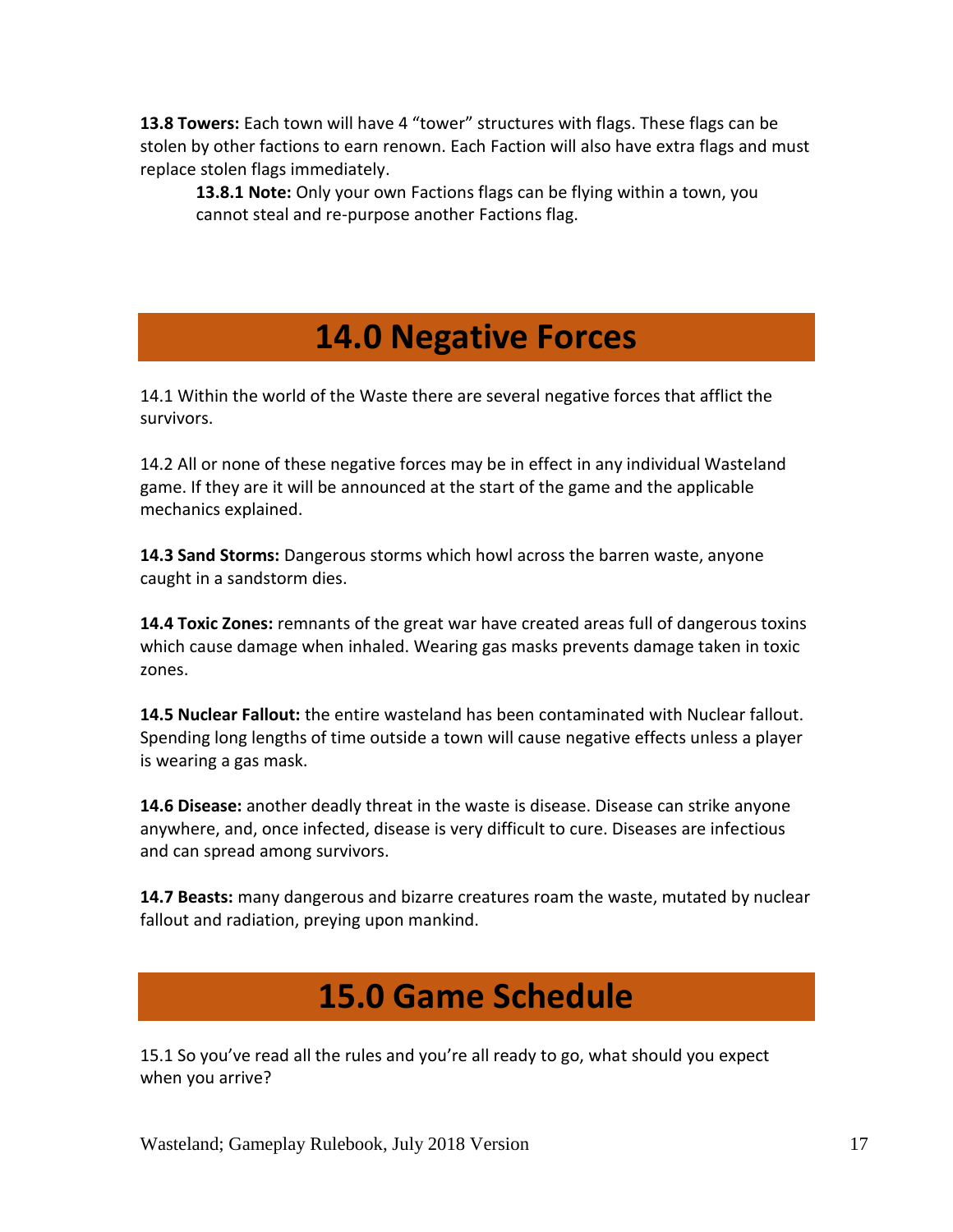**13.8 Towers:** Each town will have 4 "tower" structures with flags. These flags can be stolen by other factions to earn renown. Each Faction will also have extra flags and must replace stolen flags immediately.

> **13.8.1 Note:** Only your own Factions flags can be flying within a town, you cannot steal and re-purpose another Factions flag.

# 14.0 Negative Forces

14.1 Within the world of the Waste there are several negative forces that afflict the survivors.

14.2 All or none of these negative forces may be in effect in any individual Wasteland game. If they are it will be announced at the start of the game and the applicable mechanics explained.

**14.3 Sand Storms:** Dangerous storms which howl across the barren waste, anyone caught in a sandstorm dies.

**14.4 Toxic Zones:** remnants of the great war have created areas full of dangerous toxins which cause damage when inhaled. Wearing gas masks prevents damage taken in toxic zones.

**14.5 Nuclear Fallout:** the entire wasteland has been contaminated with Nuclear fallout. Spending long lengths of time outside a town will cause negative effects unless a player is wearing a gas mask.

**14.6 Disease:** another deadly threat in the waste is disease. Disease can strike anyone anywhere, and, once infected, disease is very difficult to cure. Diseases are infectious and can spread among survivors.

**14.7 Beasts:** many dangerous and bizarre creatures roam the waste, mutated by nuclear fallout and radiation, preying upon mankind.

# 15.0 Game Schedule

15.1 So you've read all the rules and you're all ready to go, what should you expect when you arrive?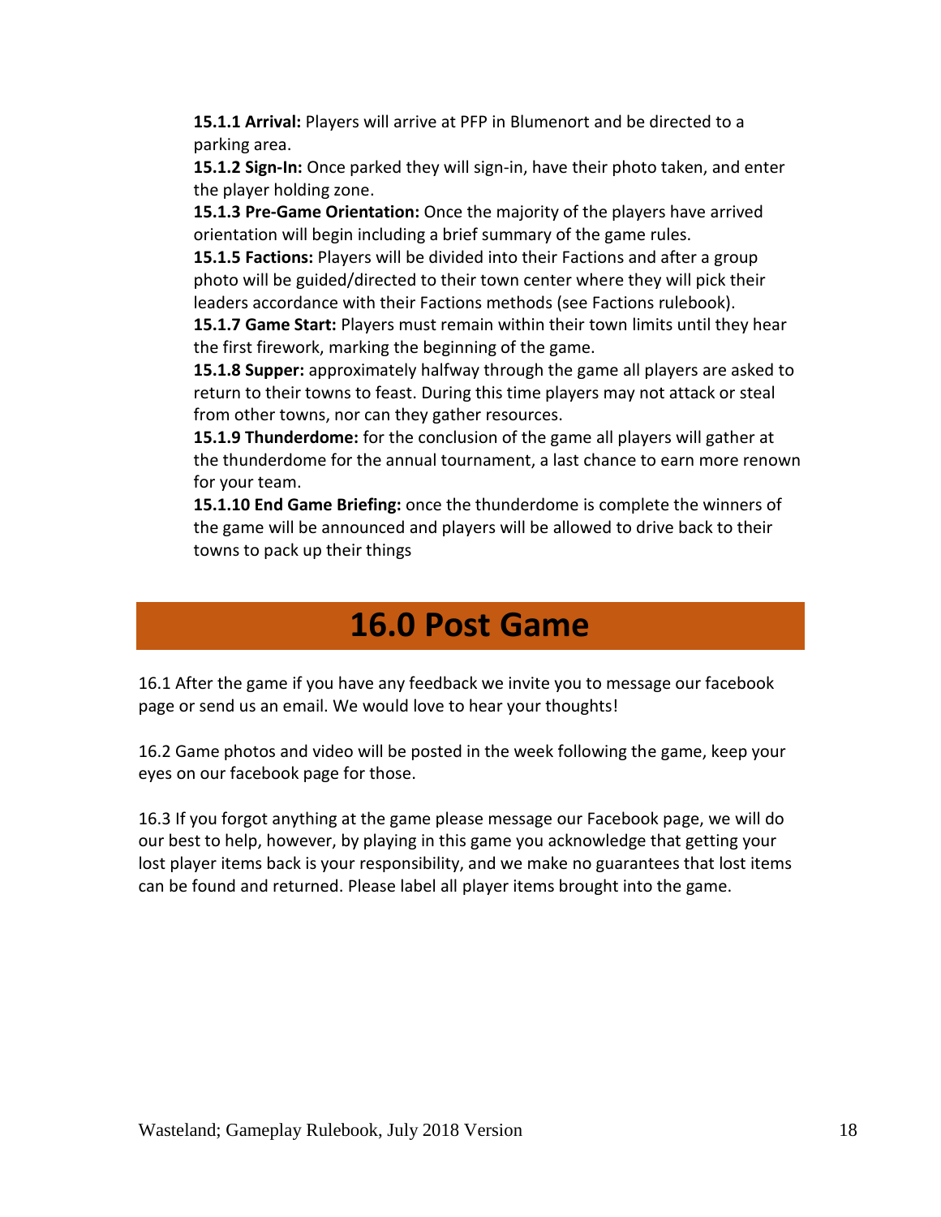**15.1.1 Arrival:** Players will arrive at PFP in Blumenort and be directed to a parking area.

**15.1.2 Sign-In:** Once parked they will sign-in, have their photo taken, and enter the player holding zone.

**15.1.3 Pre-Game Orientation:** Once the majority of the players have arrived orientation will begin including a brief summary of the game rules.

**15.1.5 Factions:** Players will be divided into their Factions and after a group photo will be guided/directed to their town center where they will pick their leaders accordance with their Factions methods (see Factions rulebook).

**15.1.7 Game Start:** Players must remain within their town limits until they hear the first firework, marking the beginning of the game.

**15.1.8 Supper:** approximately halfway through the game all players are asked to return to their towns to feast. During this time players may not attack or steal from other towns, nor can they gather resources.

**15.1.9 Thunderdome:** for the conclusion of the game all players will gather at the thunderdome for the annual tournament, a last chance to earn more renown for your team.

**15.1.10 End Game Briefing:** once the thunderdome is complete the winners of the game will be announced and players will be allowed to drive back to their towns to pack up their things

# 16.0 Post Game

16.1 After the game if you have any feedback we invite you to message our facebook page or send us an email. We would love to hear your thoughts!

16.2 Game photos and video will be posted in the week following the game, keep your eyes on our facebook page for those.

16.3 If you forgot anything at the game please message our Facebook page, we will do our best to help, however, by playing in this game you acknowledge that getting your lost player items back is your responsibility, and we make no guarantees that lost items can be found and returned. Please label all player items brought into the game.